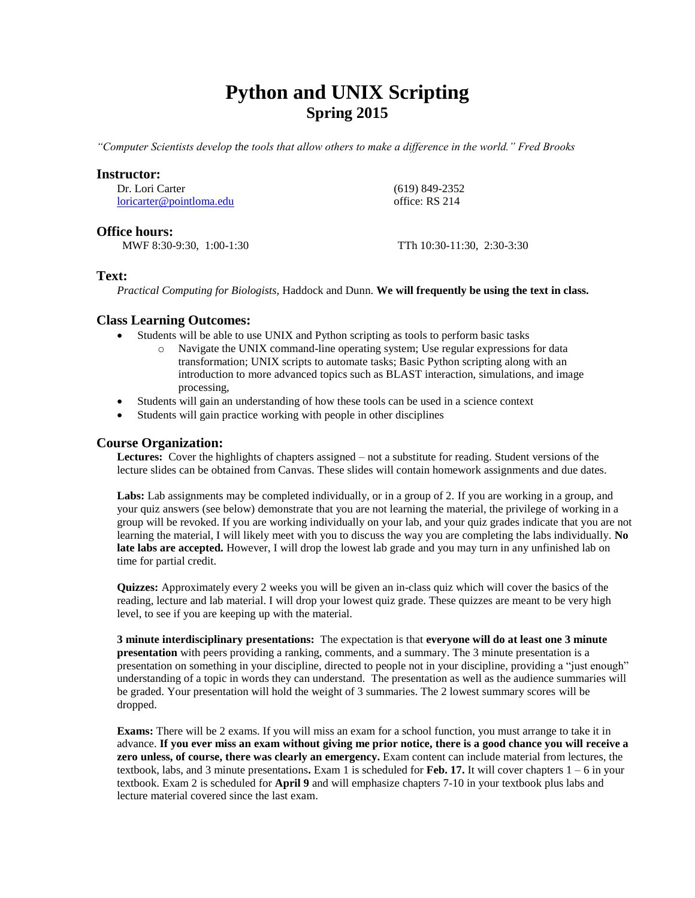# Python and UNIX Scripting
## Spring 2015

*"Computer Scientists develop the tools that allow others to make a difference in the world." Fred Brooks*

### Instructor:

Dr. Lori Carter
loricarter@pointloma.edu

(619) 849-2352
office: RS 214

### Office hours:

MWF 8:30-9:30, 1:00-1:30

TTh 10:30-11:30, 2:30-3:30

### Text:

*Practical Computing for Biologists,* Haddock and Dunn. **We will frequently be using the text in class.**

### Class Learning Outcomes:

- Students will be able to use UNIX and Python scripting as tools to perform basic tasks
  - Navigate the UNIX command-line operating system; Use regular expressions for data transformation; UNIX scripts to automate tasks; Basic Python scripting along with an introduction to more advanced topics such as BLAST interaction, simulations, and image processing,
- Students will gain an understanding of how these tools can be used in a science context
- Students will gain practice working with people in other disciplines

### Course Organization:

**Lectures:** Cover the highlights of chapters assigned – not a substitute for reading. Student versions of the lecture slides can be obtained from Canvas. These slides will contain homework assignments and due dates.

**Labs:** Lab assignments may be completed individually, or in a group of 2. If you are working in a group, and your quiz answers (see below) demonstrate that you are not learning the material, the privilege of working in a group will be revoked. If you are working individually on your lab, and your quiz grades indicate that you are not learning the material, I will likely meet with you to discuss the way you are completing the labs individually. **No late labs are accepted.** However, I will drop the lowest lab grade and you may turn in any unfinished lab on time for partial credit.

**Quizzes:** Approximately every 2 weeks you will be given an in-class quiz which will cover the basics of the reading, lecture and lab material. I will drop your lowest quiz grade. These quizzes are meant to be very high level, to see if you are keeping up with the material.

**3 minute interdisciplinary presentations:** The expectation is that **everyone will do at least one 3 minute presentation** with peers providing a ranking, comments, and a summary. The 3 minute presentation is a presentation on something in your discipline, directed to people not in your discipline, providing a "just enough" understanding of a topic in words they can understand. The presentation as well as the audience summaries will be graded. Your presentation will hold the weight of 3 summaries. The 2 lowest summary scores will be dropped.

**Exams:** There will be 2 exams. If you will miss an exam for a school function, you must arrange to take it in advance. **If you ever miss an exam without giving me prior notice, there is a good chance you will receive a zero unless, of course, there was clearly an emergency.** Exam content can include material from lectures, the textbook, labs, and 3 minute presentations**.** Exam 1 is scheduled for **Feb. 17.** It will cover chapters 1 – 6 in your textbook. Exam 2 is scheduled for **April 9** and will emphasize chapters 7-10 in your textbook plus labs and lecture material covered since the last exam.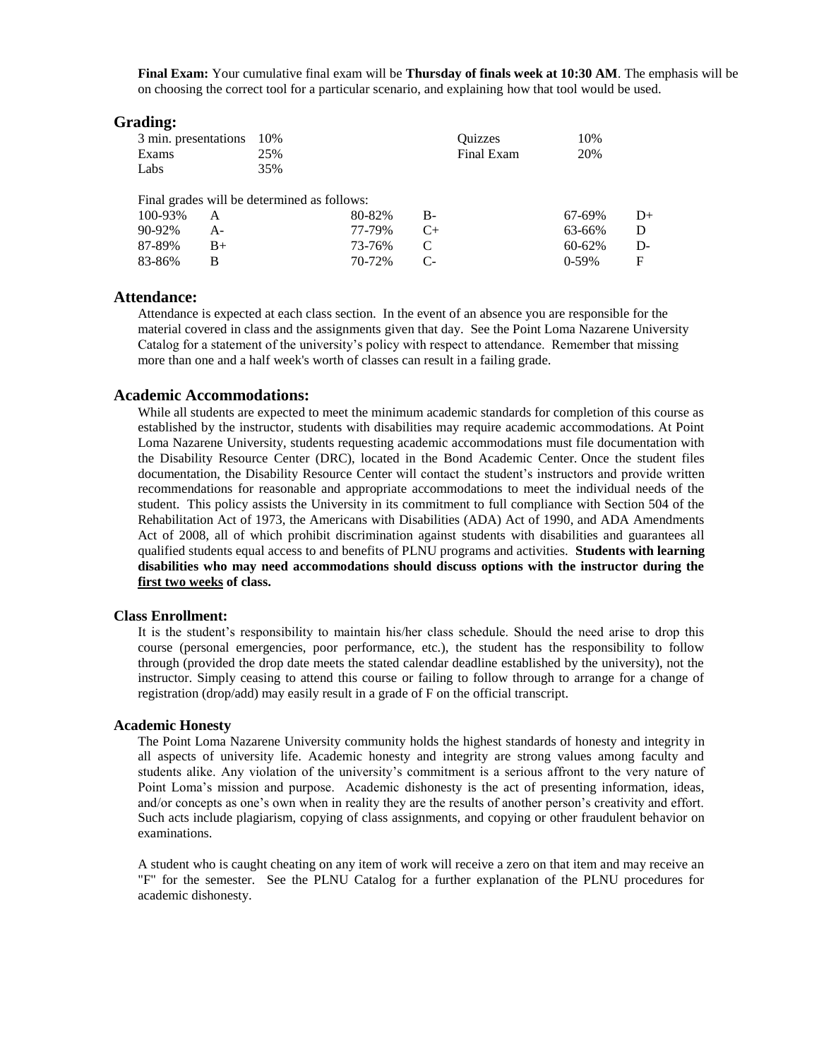**Final Exam:** Your cumulative final exam will be **Thursday of finals week at 10:30 AM**. The emphasis will be on choosing the correct tool for a particular scenario, and explaining how that tool would be used.

## Grading:

| | | | |
|---|---|---|---|
| 3 min. presentations | 10% | Quizzes | 10% |
| Exams | 25% | Final Exam | 20% |
| Labs | 35% | | |

Final grades will be determined as follows:

| | | | | | |
|---|---|---|---|---|---|
| 100-93% | A | 80-82% | B- | 67-69% | D+ |
| 90-92% | A- | 77-79% | C+ | 63-66% | D |
| 87-89% | B+ | 73-76% | C | 60-62% | D- |
| 83-86% | B | 70-72% | C- | 0-59% | F |

## Attendance:

Attendance is expected at each class section. In the event of an absence you are responsible for the material covered in class and the assignments given that day. See the Point Loma Nazarene University Catalog for a statement of the university's policy with respect to attendance. Remember that missing more than one and a half week's worth of classes can result in a failing grade.

## Academic Accommodations:

While all students are expected to meet the minimum academic standards for completion of this course as established by the instructor, students with disabilities may require academic accommodations. At Point Loma Nazarene University, students requesting academic accommodations must file documentation with the Disability Resource Center (DRC), located in the Bond Academic Center. Once the student files documentation, the Disability Resource Center will contact the student's instructors and provide written recommendations for reasonable and appropriate accommodations to meet the individual needs of the student. This policy assists the University in its commitment to full compliance with Section 504 of the Rehabilitation Act of 1973, the Americans with Disabilities (ADA) Act of 1990, and ADA Amendments Act of 2008, all of which prohibit discrimination against students with disabilities and guarantees all qualified students equal access to and benefits of PLNU programs and activities. **Students with learning disabilities who may need accommodations should discuss options with the instructor during the <u>first two weeks</u> of class.**

### Class Enrollment:

It is the student's responsibility to maintain his/her class schedule. Should the need arise to drop this course (personal emergencies, poor performance, etc.), the student has the responsibility to follow through (provided the drop date meets the stated calendar deadline established by the university), not the instructor. Simply ceasing to attend this course or failing to follow through to arrange for a change of registration (drop/add) may easily result in a grade of F on the official transcript.

### Academic Honesty

The Point Loma Nazarene University community holds the highest standards of honesty and integrity in all aspects of university life. Academic honesty and integrity are strong values among faculty and students alike. Any violation of the university's commitment is a serious affront to the very nature of Point Loma's mission and purpose. Academic dishonesty is the act of presenting information, ideas, and/or concepts as one's own when in reality they are the results of another person's creativity and effort. Such acts include plagiarism, copying of class assignments, and copying or other fraudulent behavior on examinations.

A student who is caught cheating on any item of work will receive a zero on that item and may receive an "F" for the semester. See the PLNU Catalog for a further explanation of the PLNU procedures for academic dishonesty.